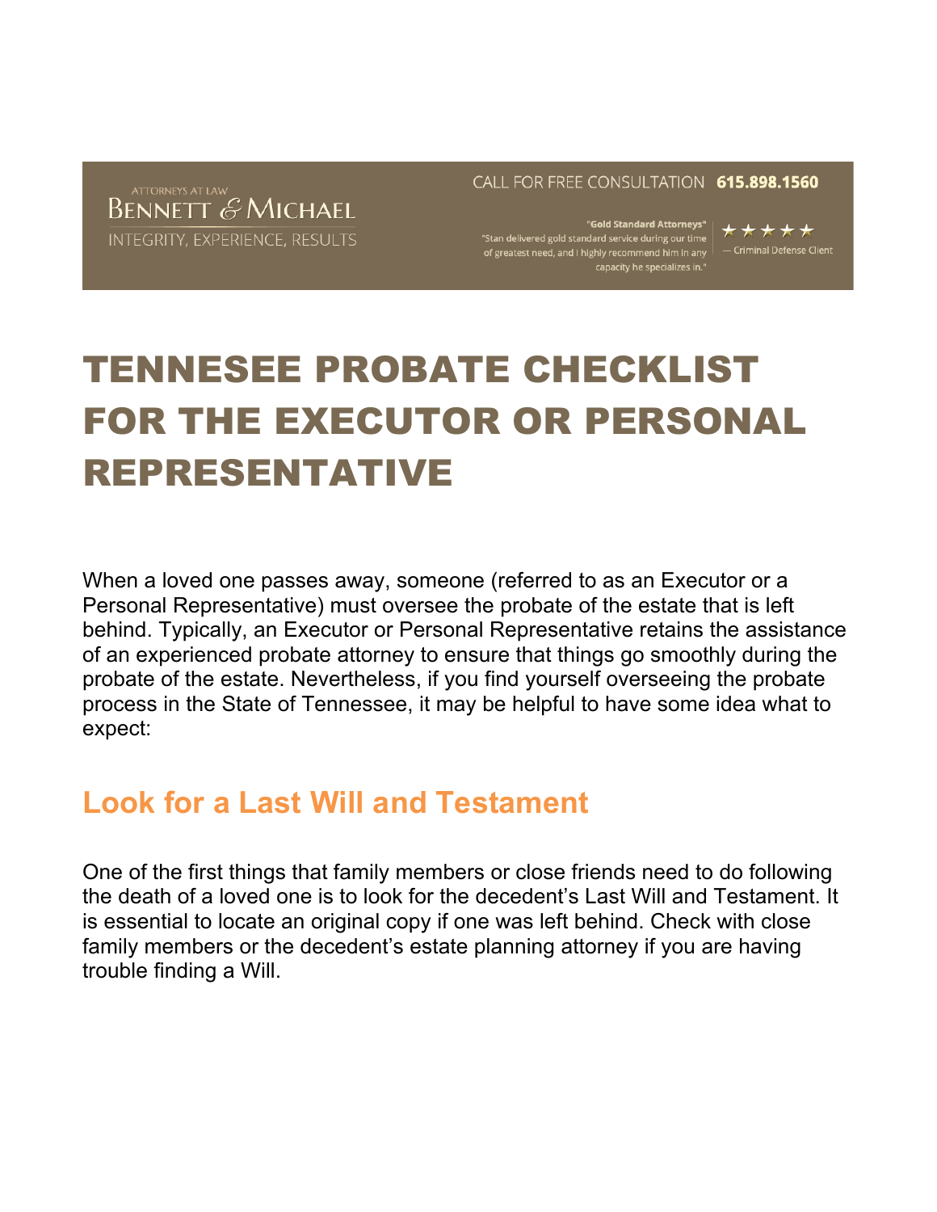ATTORNEYS AT LAW
BENNETT & MICHAEL
INTEGRITY, EXPERIENCE, RESULTS

CALL FOR FREE CONSULTATION **615.898.1560**

**"Gold Standard Attorneys"**
"Stan delivered gold standard service during our time of greatest need, and I highly recommend him in any capacity he specializes in."

★★★★★
— Criminal Defense Client

# TENNESEE PROBATE CHECKLIST FOR THE EXECUTOR OR PERSONAL REPRESENTATIVE

When a loved one passes away, someone (referred to as an Executor or a Personal Representative) must oversee the probate of the estate that is left behind. Typically, an Executor or Personal Representative retains the assistance of an experienced probate attorney to ensure that things go smoothly during the probate of the estate. Nevertheless, if you find yourself overseeing the probate process in the State of Tennessee, it may be helpful to have some idea what to expect:

## Look for a Last Will and Testament

One of the first things that family members or close friends need to do following the death of a loved one is to look for the decedent's Last Will and Testament. It is essential to locate an original copy if one was left behind. Check with close family members or the decedent's estate planning attorney if you are having trouble finding a Will.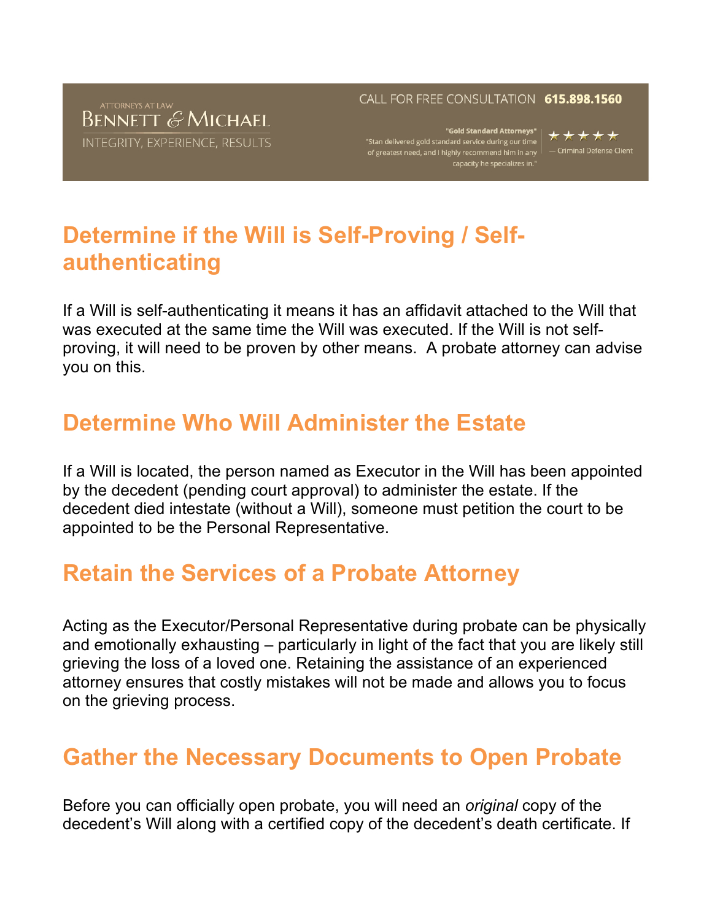## Determine if the Will is Self-Proving / Self-authenticating

If a Will is self-authenticating it means it has an affidavit attached to the Will that was executed at the same time the Will was executed. If the Will is not self-proving, it will need to be proven by other means. A probate attorney can advise you on this.

## Determine Who Will Administer the Estate

If a Will is located, the person named as Executor in the Will has been appointed by the decedent (pending court approval) to administer the estate. If the decedent died intestate (without a Will), someone must petition the court to be appointed to be the Personal Representative.

## Retain the Services of a Probate Attorney

Acting as the Executor/Personal Representative during probate can be physically and emotionally exhausting – particularly in light of the fact that you are likely still grieving the loss of a loved one. Retaining the assistance of an experienced attorney ensures that costly mistakes will not be made and allows you to focus on the grieving process.

## Gather the Necessary Documents to Open Probate

Before you can officially open probate, you will need an *original* copy of the decedent's Will along with a certified copy of the decedent's death certificate. If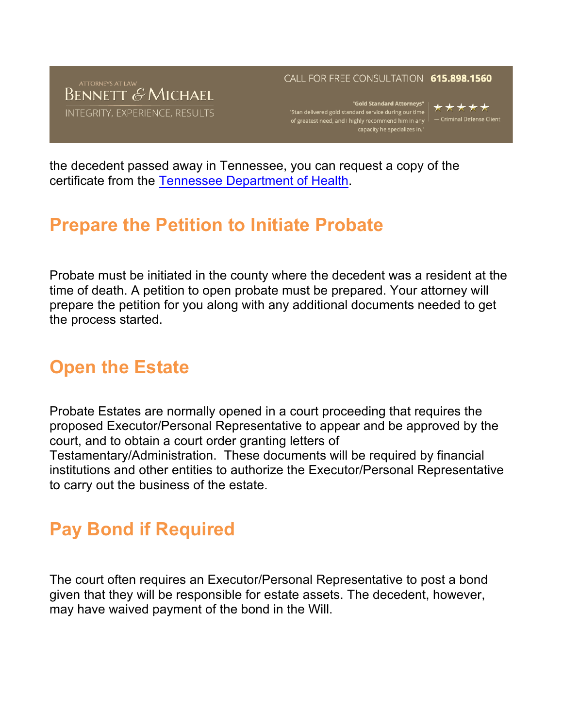the decedent passed away in Tennessee, you can request a copy of the certificate from the Tennessee Department of Health.

## Prepare the Petition to Initiate Probate

Probate must be initiated in the county where the decedent was a resident at the time of death. A petition to open probate must be prepared. Your attorney will prepare the petition for you along with any additional documents needed to get the process started.

## Open the Estate

Probate Estates are normally opened in a court proceeding that requires the proposed Executor/Personal Representative to appear and be approved by the court, and to obtain a court order granting letters of Testamentary/Administration. These documents will be required by financial institutions and other entities to authorize the Executor/Personal Representative to carry out the business of the estate.

## Pay Bond if Required

The court often requires an Executor/Personal Representative to post a bond given that they will be responsible for estate assets. The decedent, however, may have waived payment of the bond in the Will.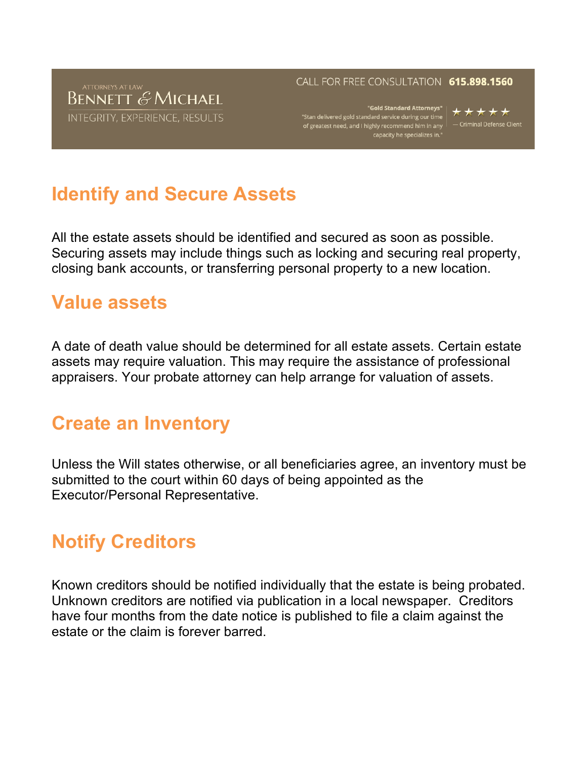## Identify and Secure Assets

All the estate assets should be identified and secured as soon as possible. Securing assets may include things such as locking and securing real property, closing bank accounts, or transferring personal property to a new location.

## Value assets

A date of death value should be determined for all estate assets. Certain estate assets may require valuation. This may require the assistance of professional appraisers. Your probate attorney can help arrange for valuation of assets.

## Create an Inventory

Unless the Will states otherwise, or all beneficiaries agree, an inventory must be submitted to the court within 60 days of being appointed as the Executor/Personal Representative.

## Notify Creditors

Known creditors should be notified individually that the estate is being probated. Unknown creditors are notified via publication in a local newspaper. Creditors have four months from the date notice is published to file a claim against the estate or the claim is forever barred.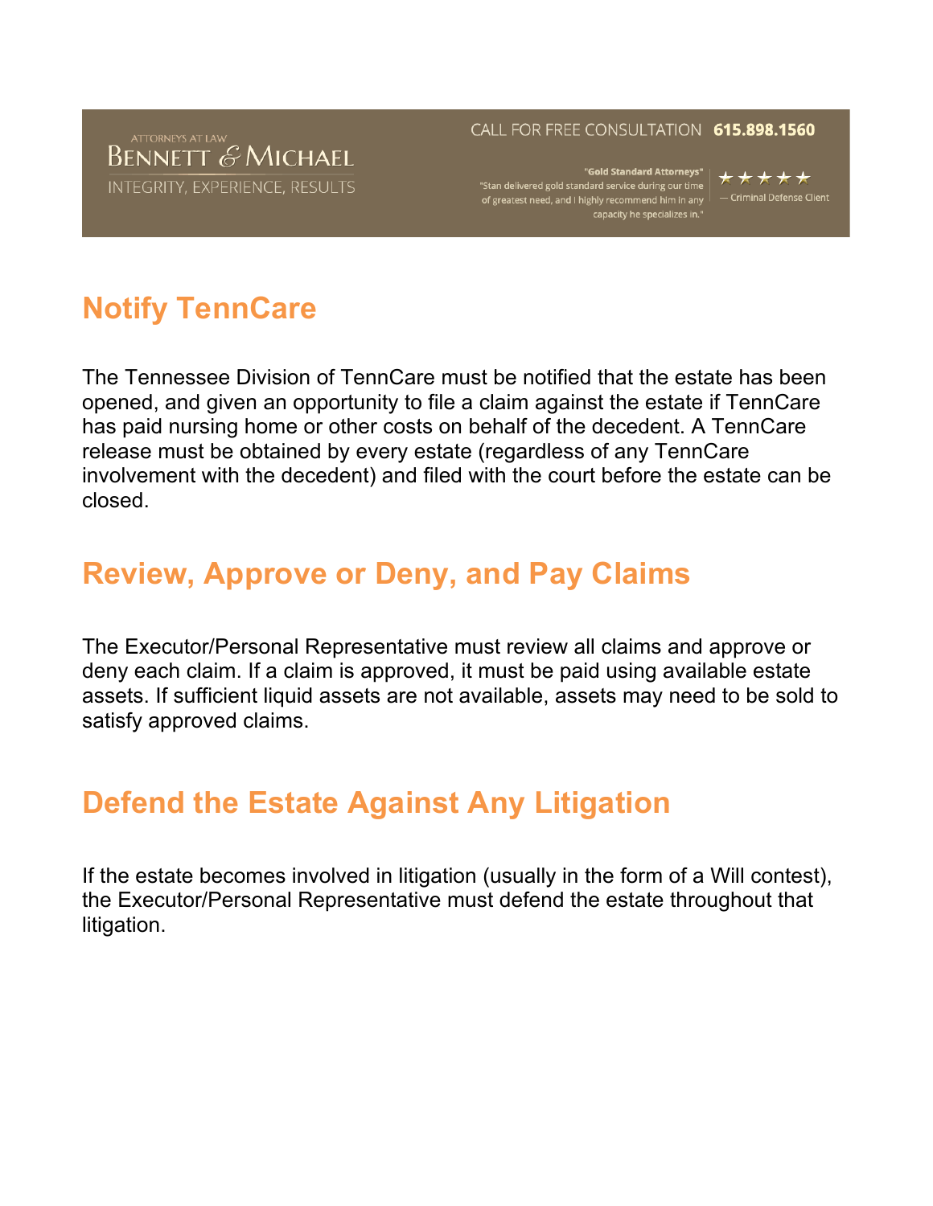## Notify TennCare

The Tennessee Division of TennCare must be notified that the estate has been opened, and given an opportunity to file a claim against the estate if TennCare has paid nursing home or other costs on behalf of the decedent. A TennCare release must be obtained by every estate (regardless of any TennCare involvement with the decedent) and filed with the court before the estate can be closed.

## Review, Approve or Deny, and Pay Claims

The Executor/Personal Representative must review all claims and approve or deny each claim. If a claim is approved, it must be paid using available estate assets. If sufficient liquid assets are not available, assets may need to be sold to satisfy approved claims.

## Defend the Estate Against Any Litigation

If the estate becomes involved in litigation (usually in the form of a Will contest), the Executor/Personal Representative must defend the estate throughout that litigation.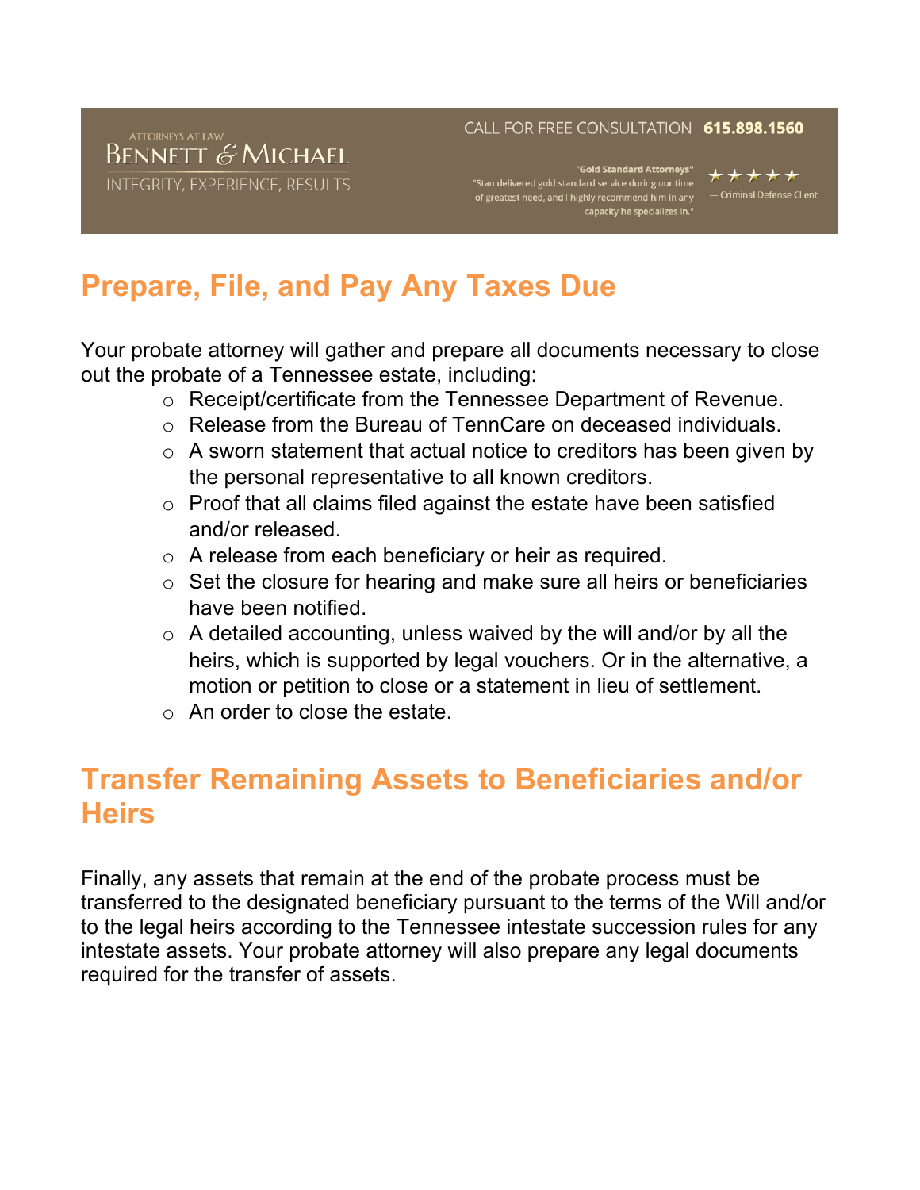## Prepare, File, and Pay Any Taxes Due

Your probate attorney will gather and prepare all documents necessary to close out the probate of a Tennessee estate, including:

- Receipt/certificate from the Tennessee Department of Revenue.
- Release from the Bureau of TennCare on deceased individuals.
- A sworn statement that actual notice to creditors has been given by the personal representative to all known creditors.
- Proof that all claims filed against the estate have been satisfied and/or released.
- A release from each beneficiary or heir as required.
- Set the closure for hearing and make sure all heirs or beneficiaries have been notified.
- A detailed accounting, unless waived by the will and/or by all the heirs, which is supported by legal vouchers. Or in the alternative, a motion or petition to close or a statement in lieu of settlement.
- An order to close the estate.

## Transfer Remaining Assets to Beneficiaries and/or Heirs

Finally, any assets that remain at the end of the probate process must be transferred to the designated beneficiary pursuant to the terms of the Will and/or to the legal heirs according to the Tennessee intestate succession rules for any intestate assets. Your probate attorney will also prepare any legal documents required for the transfer of assets.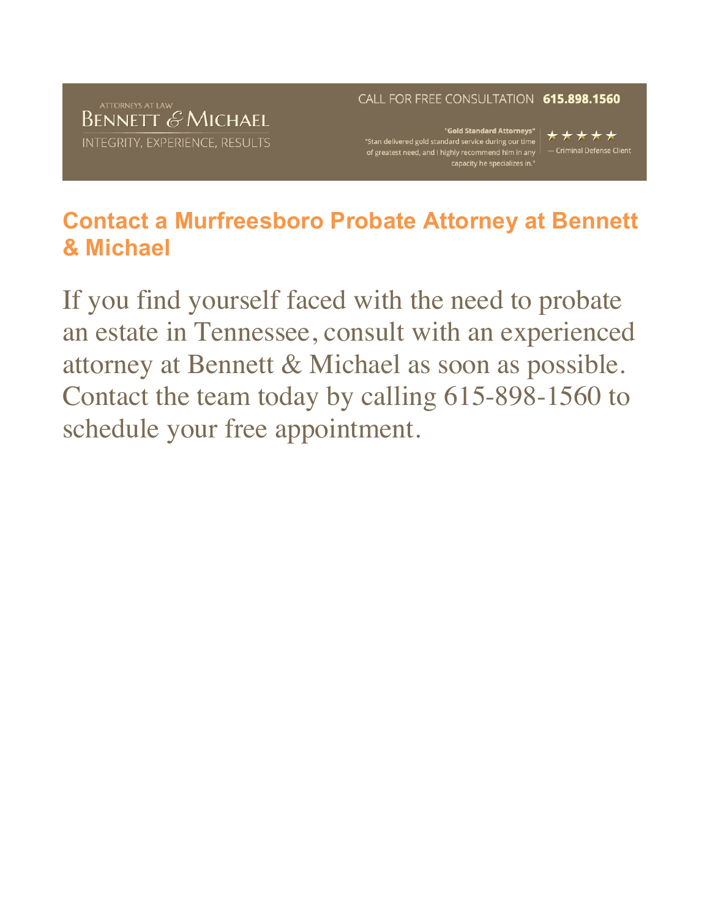## Contact a Murfreesboro Probate Attorney at Bennett & Michael

If you find yourself faced with the need to probate an estate in Tennessee, consult with an experienced attorney at Bennett & Michael as soon as possible. Contact the team today by calling 615-898-1560 to schedule your free appointment.